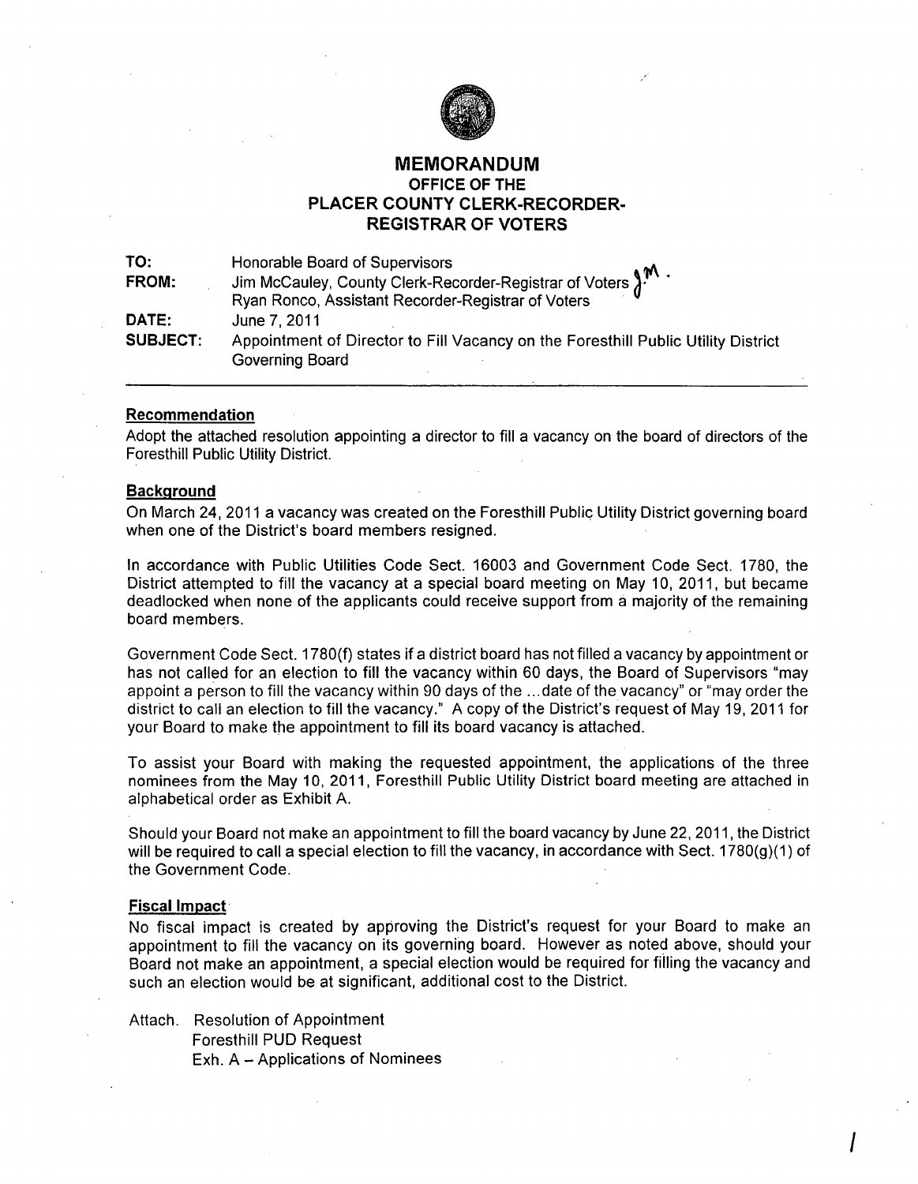# MEMORANDUM
## OFFICE OF THE PLACER COUNTY CLERK-RECORDER-REGISTRAR OF VOTERS

**TO:** Honorable Board of Supervisors
**FROM:** Jim McCauley, County Clerk-Recorder-Registrar of Voters J.M.
Ryan Ronco, Assistant Recorder-Registrar of Voters
**DATE:** June 7, 2011
**SUBJECT:** Appointment of Director to Fill Vacancy on the Foresthill Public Utility District Governing Board

---

**Recommendation**

Adopt the attached resolution appointing a director to fill a vacancy on the board of directors of the Foresthill Public Utility District.

**Background**

On March 24, 2011 a vacancy was created on the Foresthill Public Utility District governing board when one of the District's board members resigned.

In accordance with Public Utilities Code Sect. 16003 and Government Code Sect. 1780, the District attempted to fill the vacancy at a special board meeting on May 10, 2011, but became deadlocked when none of the applicants could receive support from a majority of the remaining board members.

Government Code Sect. 1780(f) states if a district board has not filled a vacancy by appointment or has not called for an election to fill the vacancy within 60 days, the Board of Supervisors "may appoint a person to fill the vacancy within 90 days of the ...date of the vacancy" or "may order the district to call an election to fill the vacancy." A copy of the District's request of May 19, 2011 for your Board to make the appointment to fill its board vacancy is attached.

To assist your Board with making the requested appointment, the applications of the three nominees from the May 10, 2011, Foresthill Public Utility District board meeting are attached in alphabetical order as Exhibit A.

Should your Board not make an appointment to fill the board vacancy by June 22, 2011, the District will be required to call a special election to fill the vacancy, in accordance with Sect. 1780(g)(1) of the Government Code.

**Fiscal Impact**

No fiscal impact is created by approving the District's request for your Board to make an appointment to fill the vacancy on its governing board. However as noted above, should your Board not make an appointment, a special election would be required for filling the vacancy and such an election would be at significant, additional cost to the District.

Attach. Resolution of Appointment
Foresthill PUD Request
Exh. A – Applications of Nominees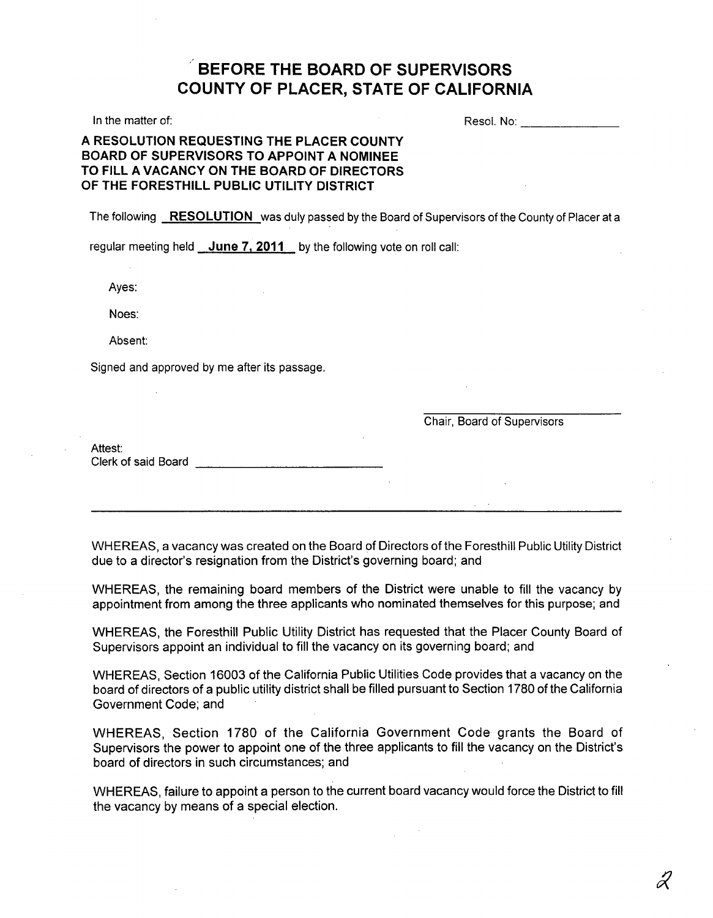# BEFORE THE BOARD OF SUPERVISORS
# COUNTY OF PLACER, STATE OF CALIFORNIA

In the matter of: Resol. No: _______________

**A RESOLUTION REQUESTING THE PLACER COUNTY BOARD OF SUPERVISORS TO APPOINT A NOMINEE TO FILL A VACANCY ON THE BOARD OF DIRECTORS OF THE FORESTHILL PUBLIC UTILITY DISTRICT**

The following **RESOLUTION** was duly passed by the Board of Supervisors of the County of Placer at a regular meeting held **June 7, 2011** by the following vote on roll call:

Ayes:

Noes:

Absent:

Signed and approved by me after its passage.

_______________________________
Chair, Board of Supervisors

Attest:
Clerk of said Board _______________________________

---

WHEREAS, a vacancy was created on the Board of Directors of the Foresthill Public Utility District due to a director's resignation from the District's governing board; and

WHEREAS, the remaining board members of the District were unable to fill the vacancy by appointment from among the three applicants who nominated themselves for this purpose; and

WHEREAS, the Foresthill Public Utility District has requested that the Placer County Board of Supervisors appoint an individual to fill the vacancy on its governing board; and

WHEREAS, Section 16003 of the California Public Utilities Code provides that a vacancy on the board of directors of a public utility district shall be filled pursuant to Section 1780 of the California Government Code; and

WHEREAS, Section 1780 of the California Government Code grants the Board of Supervisors the power to appoint one of the three applicants to fill the vacancy on the District's board of directors in such circumstances; and

WHEREAS, failure to appoint a person to the current board vacancy would force the District to fill the vacancy by means of a special election.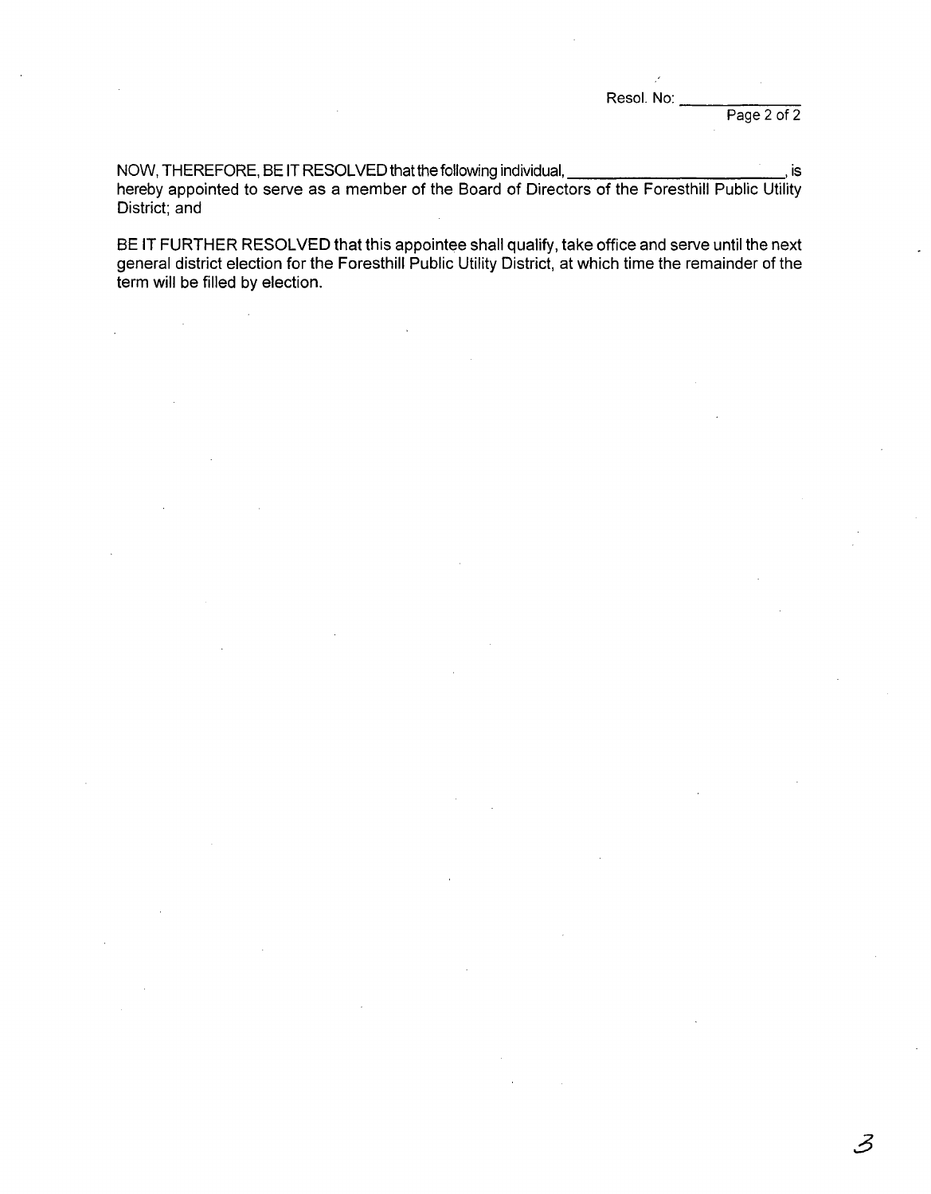Resol. No: ______________

NOW, THEREFORE, BE IT RESOLVED that the following individual, __________________________, is hereby appointed to serve as a member of the Board of Directors of the Foresthill Public Utility District; and

BE IT FURTHER RESOLVED that this appointee shall qualify, take office and serve until the next general district election for the Foresthill Public Utility District, at which time the remainder of the term will be filled by election.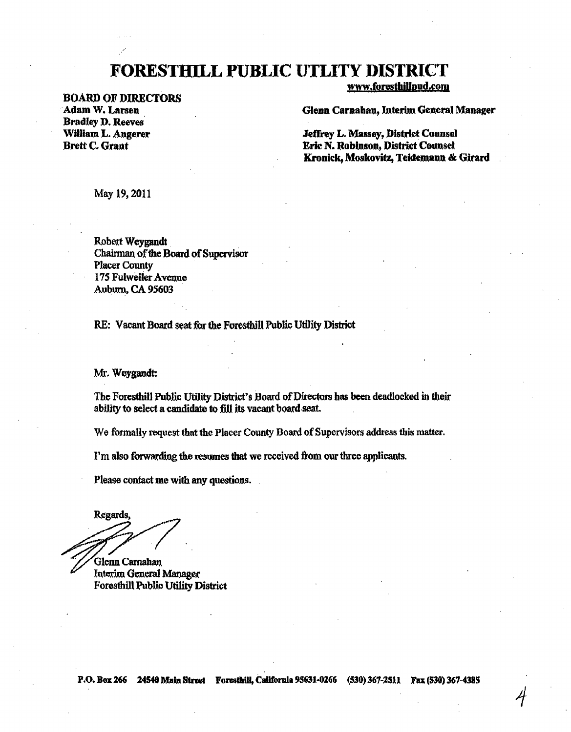# FORESTHILL PUBLIC UTLITY DISTRICT

www.foresthillpud.com

**BOARD OF DIRECTORS**
**Adam W. Larsen**
**Bradley D. Reeves**
**William L. Angerer**
**Brett C. Grant**

**Glenn Carnahan, Interim General Manager**

**Jeffrey L. Massey, District Counsel**
**Eric N. Robinson, District Counsel**
**Kronick, Moskovitz, Teidemann & Girard**

May 19, 2011

Robert Weygandt
Chairman of the Board of Supervisor
Placer County
175 Fulweiler Avenue
Auburn, CA 95603

RE: Vacant Board seat for the Foresthill Public Utility District

Mr. Weygandt:

The Foresthill Public Utility District's Board of Directors has been deadlocked in their ability to select a candidate to fill its vacant board seat.

We formally request that the Placer County Board of Supervisors address this matter.

I'm also forwarding the resumes that we received from our three applicants.

Please contact me with any questions.

Regards,

Glenn Carnahan
Interim General Manager
Foresthill Public Utility District

P.O. Box 266 24540 Main Street Foresthill, California 95631-0266 (530) 367-2511 Fax (530) 367-4385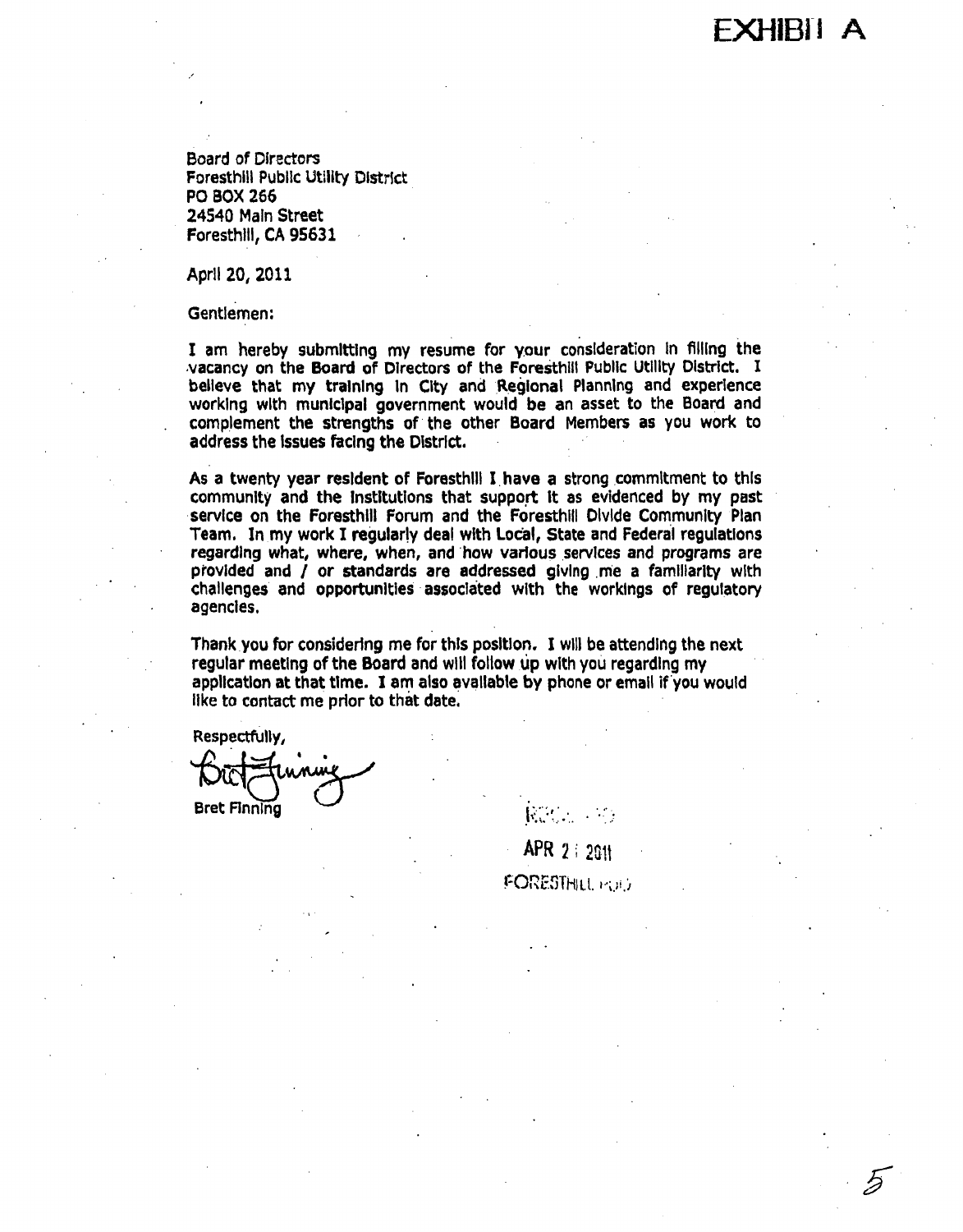# EXHIBIT A

Board of Directors
Foresthill Public Utility District
PO BOX 266
24540 Main Street
Foresthill, CA 95631

April 20, 2011

Gentlemen:

I am hereby submitting my resume for your consideration in filling the vacancy on the Board of Directors of the Foresthill Public Utility District. I believe that my training in City and Regional Planning and experience working with municipal government would be an asset to the Board and complement the strengths of the other Board Members as you work to address the issues facing the District.

As a twenty year resident of Foresthill I have a strong commitment to this community and the institutions that support it as evidenced by my past service on the Foresthill Forum and the Foresthill Divide Community Plan Team. In my work I regularly deal with Local, State and Federal regulations regarding what, where, when, and how various services and programs are provided and / or standards are addressed giving me a familiarity with challenges and opportunities associated with the workings of regulatory agencies.

Thank you for considering me for this position. I will be attending the next regular meeting of the Board and will follow up with you regarding my application at that time. I am also available by phone or email if you would like to contact me prior to that date.

Respectfully,

Bret Finning

RECEIVED
APR 21 2011
FORESTHILL PUD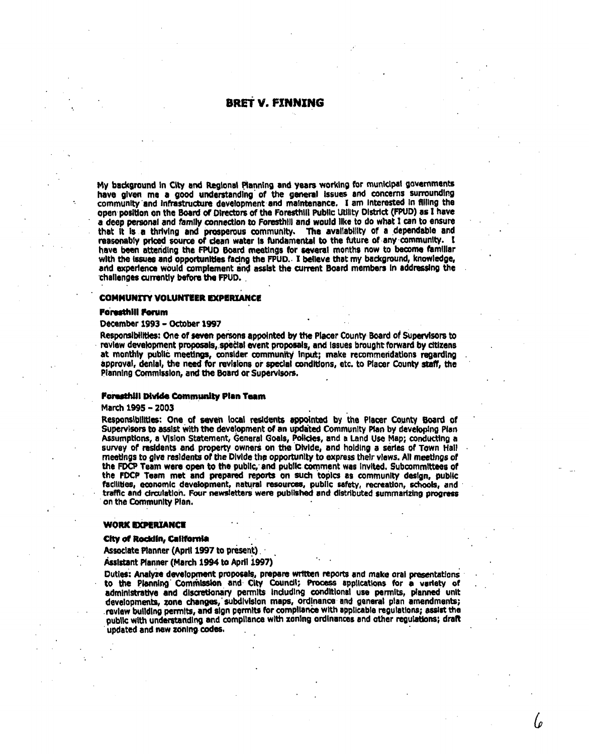# BRET V. FINNING

My background in City and Regional Planning and years working for municipal governments have given me a good understanding of the general issues and concerns surrounding community and infrastructure development and maintenance. I am interested in filling the open position on the Board of Directors of the Foresthill Public Utility District (FPUD) as I have a deep personal and family connection to Foresthill and would like to do what I can to ensure that it is a thriving and prosperous community. The availability of a dependable and reasonably priced source of clean water is fundamental to the future of any community. I have been attending the FPUD Board meetings for several months now to become familiar with the issues and opportunities facing the FPUD. I believe that my background, knowledge, and experience would complement and assist the current Board members in addressing the challenges currently before the FPUD.

## COMMUNITY VOLUNTEER EXPERIANCE

### Foresthill Forum

December 1993 – October 1997

Responsibilities: One of seven persons appointed by the Placer County Board of Supervisors to review development proposals, special event proposals, and issues brought forward by citizens at monthly public meetings, consider community input; make recommendations regarding approval, denial, the need for revisions or special conditions, etc. to Placer County staff, the Planning Commission, and the Board or Supervisors.

### Foresthill Divide Community Plan Team

March 1995 – 2003

Responsibilities: One of seven local residents appointed by the Placer County Board of Supervisors to assist with the development of an updated Community Plan by developing Plan Assumptions, a Vision Statement, General Goals, Policies, and a Land Use Map; conducting a survey of residents and property owners on the Divide, and holding a series of Town Hall meetings to give residents of the Divide the opportunity to express their views. All meetings of the FDCP Team were open to the public, and public comment was invited. Subcommittees of the FDCP Team met and prepared reports on such topics as community design, public facilities, economic development, natural resources, public safety, recreation, schools, and traffic and circulation. Four newsletters were published and distributed summarizing progress on the Community Plan.

## WORK EXPERIANCE

### City of Rocklin, California

Associate Planner (April 1997 to present)

Assistant Planner (March 1994 to April 1997)

Duties: Analyze development proposals, prepare written reports and make oral presentations to the Planning Commission and City Council; Process applications for a variety of administrative and discretionary permits including conditional use permits, planned unit developments, zone changes, subdivision maps, ordinance and general plan amendments; review building permits, and sign permits for compliance with applicable regulations; assist the public with understanding and compliance with zoning ordinances and other regulations; draft updated and new zoning codes.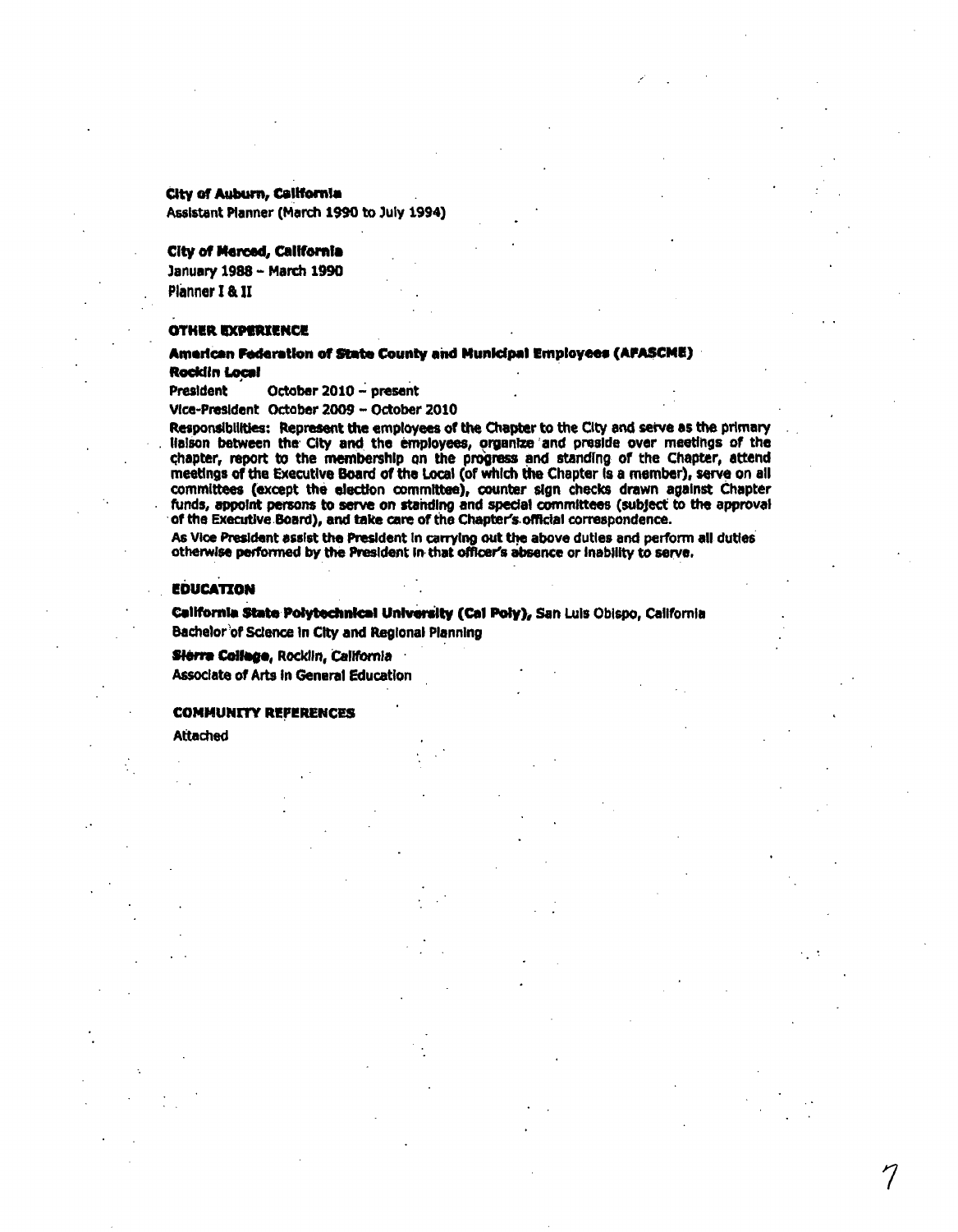**City of Auburn, California**
Assistant Planner (March 1990 to July 1994)

**City of Merced, California**
January 1988 – March 1990
Planner I & II

## OTHER EXPERIENCE

**American Federation of State County and Municipal Employees (AFASCME)**
**Rocklin Local**

President October 2010 – present
Vice-President October 2009 – October 2010

Responsibilities: Represent the employees of the Chapter to the City and serve as the primary liaison between the City and the employees, organize and preside over meetings of the chapter, report to the membership on the progress and standing of the Chapter, attend meetings of the Executive Board of the Local (of which the Chapter is a member), serve on all committees (except the election committee), counter sign checks drawn against Chapter funds, appoint persons to serve on standing and special committees (subject to the approval of the Executive Board), and take care of the Chapter's official correspondence.

As Vice President assist the President in carrying out the above duties and perform all duties otherwise performed by the President in that officer's absence or inability to serve.

## EDUCATION

**California State Polytechnical University (Cal Poly),** San Luis Obispo, California
Bachelor of Science in City and Regional Planning

**Sierra College,** Rocklin, California
Associate of Arts in General Education

## COMMUNITY REFERENCES

Attached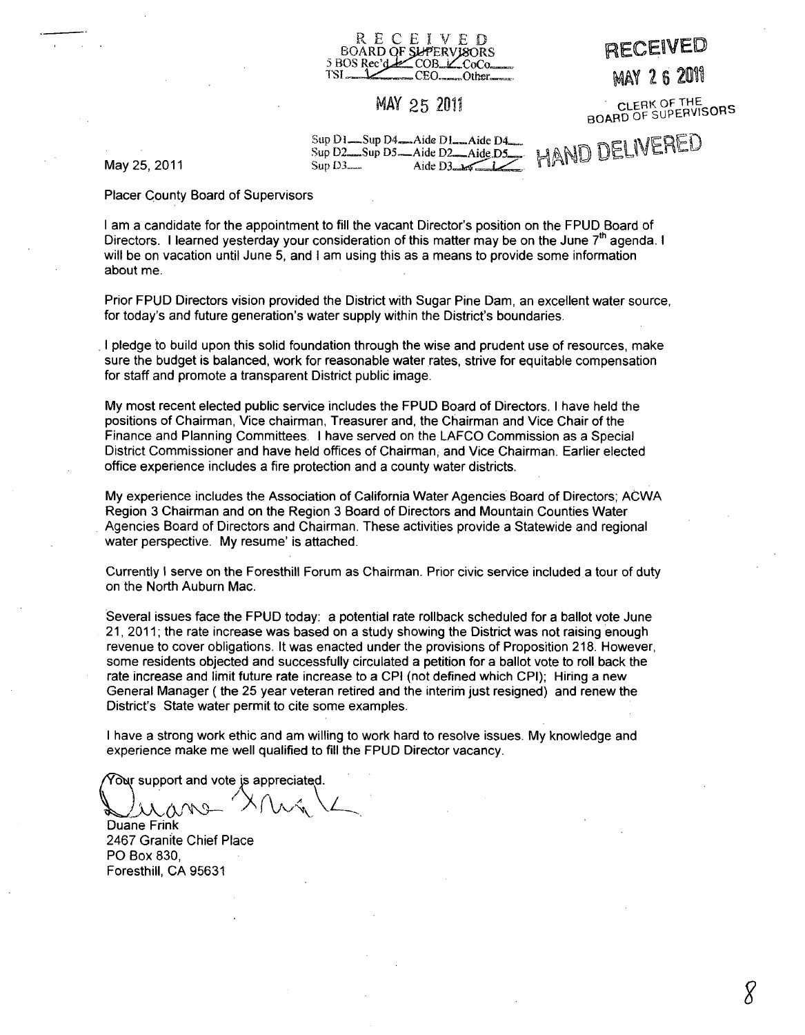RECEIVED
BOARD OF SUPERVISORS
5 BOS Rec'd ✓ COB ✓ CoCo___
TSI ✓ CEO___ Other___

MAY 25 2011

Sup D1___ Sup D4___ Aide D1___ Aide D4___
Sup D2___ Sup D5___ Aide D2___ Aide D5___
Sup D3___ Aide D3 ✓

RECEIVED

MAY 26 2011

CLERK OF THE BOARD OF SUPERVISORS

HAND DELIVERED

May 25, 2011

Placer County Board of Supervisors

I am a candidate for the appointment to fill the vacant Director's position on the FPUD Board of Directors. I learned yesterday your consideration of this matter may be on the June 7th agenda. I will be on vacation until June 5, and I am using this as a means to provide some information about me.

Prior FPUD Directors vision provided the District with Sugar Pine Dam, an excellent water source, for today's and future generation's water supply within the District's boundaries.

I pledge to build upon this solid foundation through the wise and prudent use of resources, make sure the budget is balanced, work for reasonable water rates, strive for equitable compensation for staff and promote a transparent District public image.

My most recent elected public service includes the FPUD Board of Directors. I have held the positions of Chairman, Vice chairman, Treasurer and, the Chairman and Vice Chair of the Finance and Planning Committees. I have served on the LAFCO Commission as a Special District Commissioner and have held offices of Chairman, and Vice Chairman. Earlier elected office experience includes a fire protection and a county water districts.

My experience includes the Association of California Water Agencies Board of Directors; ACWA Region 3 Chairman and on the Region 3 Board of Directors and Mountain Counties Water Agencies Board of Directors and Chairman. These activities provide a Statewide and regional water perspective. My resume' is attached.

Currently I serve on the Foresthill Forum as Chairman. Prior civic service included a tour of duty on the North Auburn Mac.

Several issues face the FPUD today: a potential rate rollback scheduled for a ballot vote June 21, 2011; the rate increase was based on a study showing the District was not raising enough revenue to cover obligations. It was enacted under the provisions of Proposition 218. However, some residents objected and successfully circulated a petition for a ballot vote to roll back the rate increase and limit future rate increase to a CPI (not defined which CPI); Hiring a new General Manager ( the 25 year veteran retired and the interim just resigned) and renew the District's State water permit to cite some examples.

I have a strong work ethic and am willing to work hard to resolve issues. My knowledge and experience make me well qualified to fill the FPUD Director vacancy.

Your support and vote is appreciated.

Duane Frink
2467 Granite Chief Place
PO Box 830,
Foresthill, CA 95631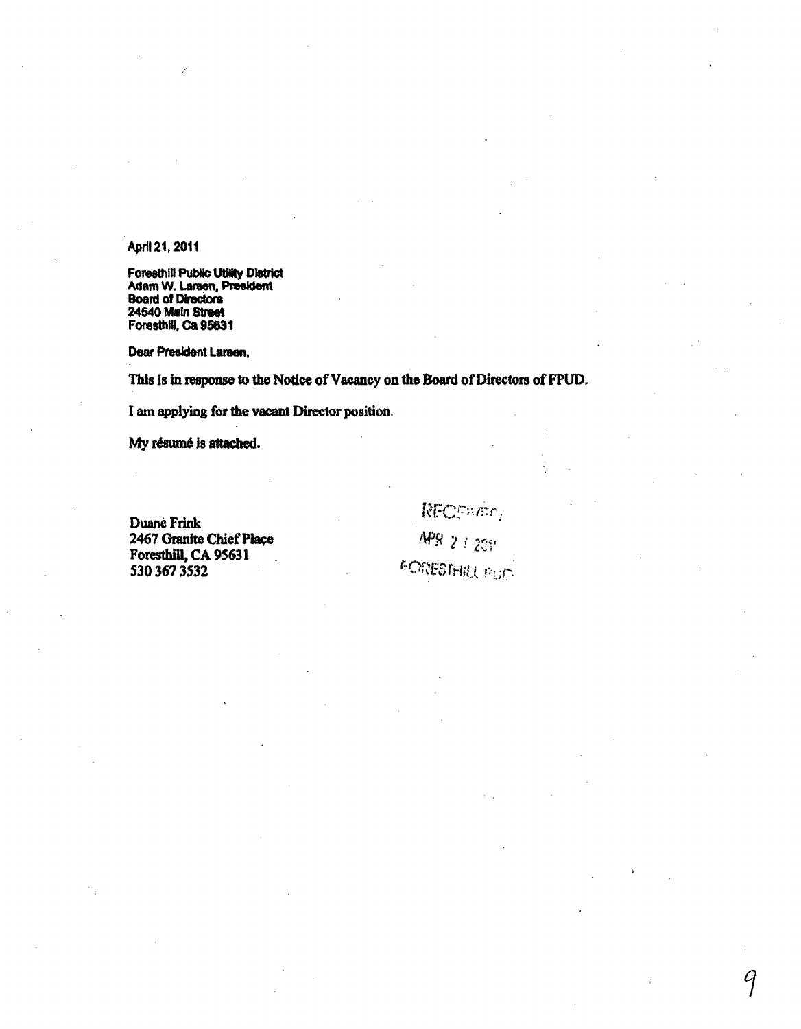April 21, 2011

Foresthill Public Utility District
Adam W. Larsen, President
Board of Directors
24540 Main Street
Foresthill, Ca 95631

Dear President Larsen,

This is in response to the Notice of Vacancy on the Board of Directors of FPUD.

I am applying for the vacant Director position.

My résumé is attached.

Duane Frink
2467 Granite Chief Place
Foresthill, CA 95631
530 367 3532

RECEIVED
APR 21 2011
FORESTHILL PUD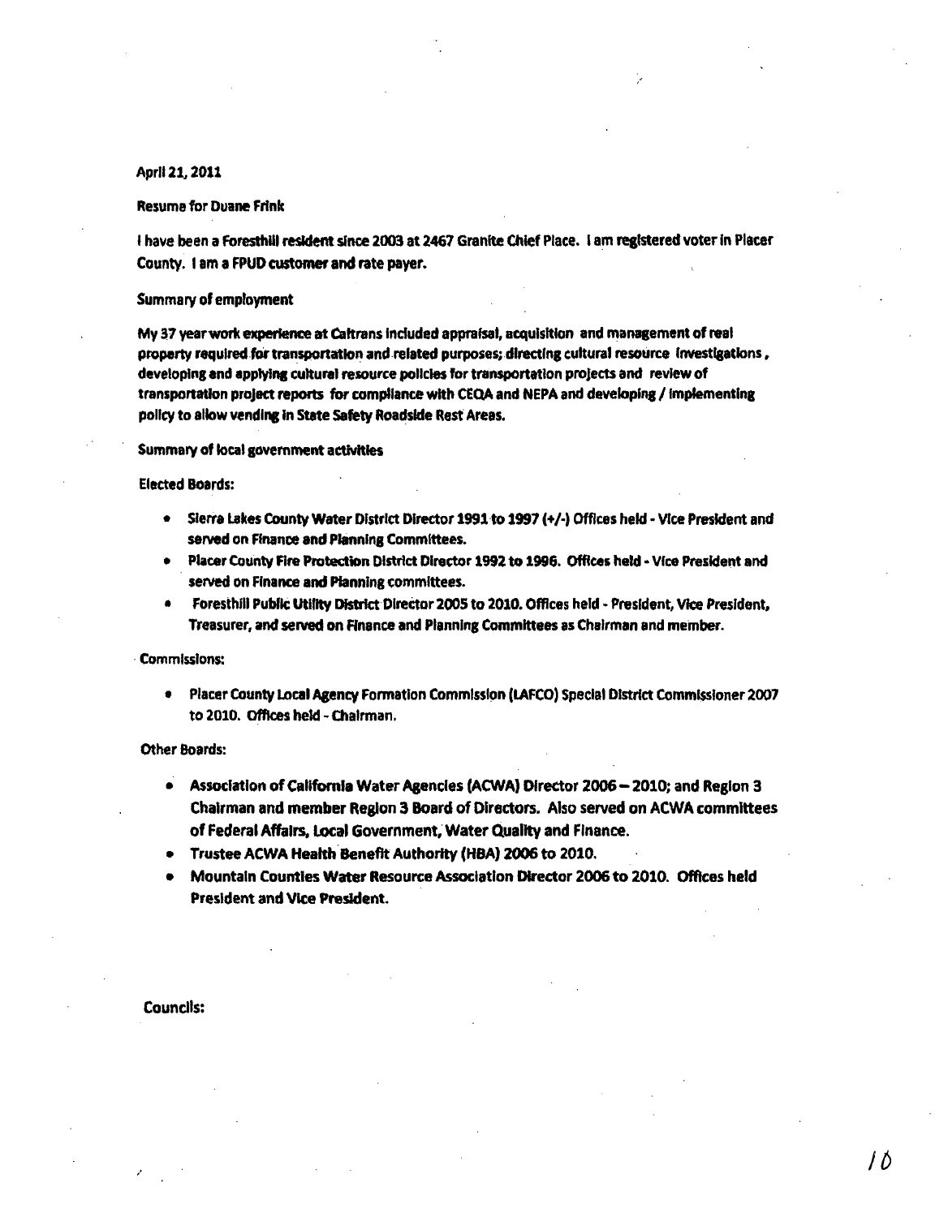April 21, 2011

Resume for Duane Frink

I have been a Foresthill resident since 2003 at 2467 Granite Chief Place. I am registered voter in Placer County. I am a FPUD customer and rate payer.

Summary of employment

My 37 year work experience at Caltrans included appraisal, acquisition and management of real property required for transportation and related purposes; directing cultural resource investigations, developing and applying cultural resource policies for transportation projects and review of transportation project reports for compliance with CEQA and NEPA and developing / implementing policy to allow vending in State Safety Roadside Rest Areas.

Summary of local government activities

Elected Boards:

- Sierra Lakes County Water District Director 1991 to 1997 (+/-) Offices held - Vice President and served on Finance and Planning Committees.
- Placer County Fire Protection District Director 1992 to 1996. Offices held - Vice President and served on Finance and Planning committees.
- Foresthill Public Utility District Director 2005 to 2010. Offices held - President, Vice President, Treasurer, and served on Finance and Planning Committees as Chairman and member.

Commissions:

- Placer County Local Agency Formation Commission (LAFCO) Special District Commissioner 2007 to 2010. Offices held - Chairman.

Other Boards:

- Association of California Water Agencies (ACWA) Director 2006 – 2010; and Region 3 Chairman and member Region 3 Board of Directors. Also served on ACWA committees of Federal Affairs, Local Government, Water Quality and Finance.
- Trustee ACWA Health Benefit Authority (HBA) 2006 to 2010.
- Mountain Counties Water Resource Association Director 2006 to 2010. Offices held President and Vice President.

Councils: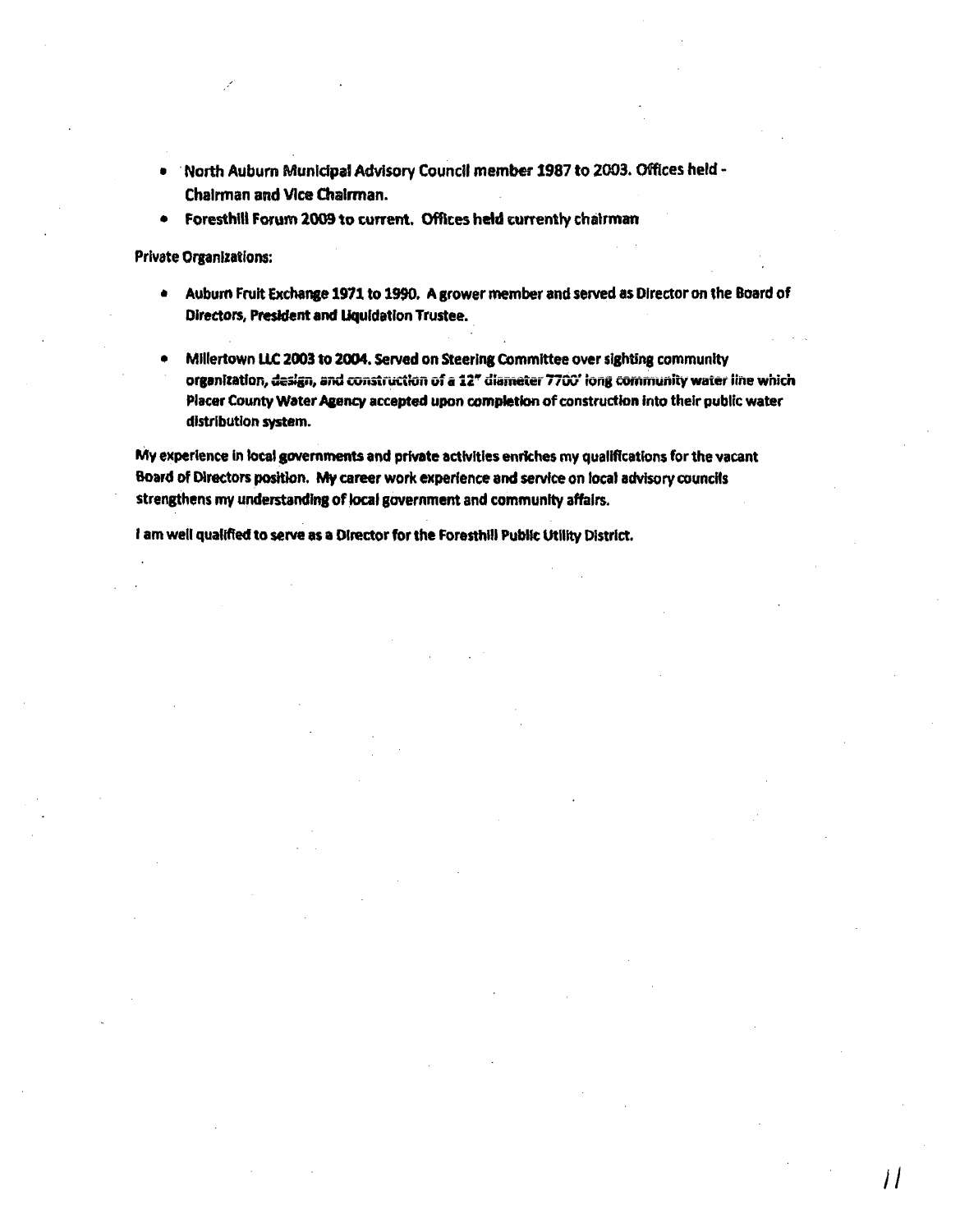- North Auburn Municipal Advisory Council member 1987 to 2003. Offices held - Chairman and Vice Chairman.
- Foresthill Forum 2009 to current. Offices held currently chairman

Private Organizations:

- Auburn Fruit Exchange 1971 to 1990. A grower member and served as Director on the Board of Directors, President and Liquidation Trustee.

- Millertown LLC 2003 to 2004. Served on Steering Committee over sighting community organization, design, and construction of a 12" diameter 7700' long community water line which Placer County Water Agency accepted upon completion of construction into their public water distribution system.

My experience in local governments and private activities enriches my qualifications for the vacant Board of Directors position. My career work experience and service on local advisory councils strengthens my understanding of local government and community affairs.

I am well qualified to serve as a Director for the Foresthill Public Utility District.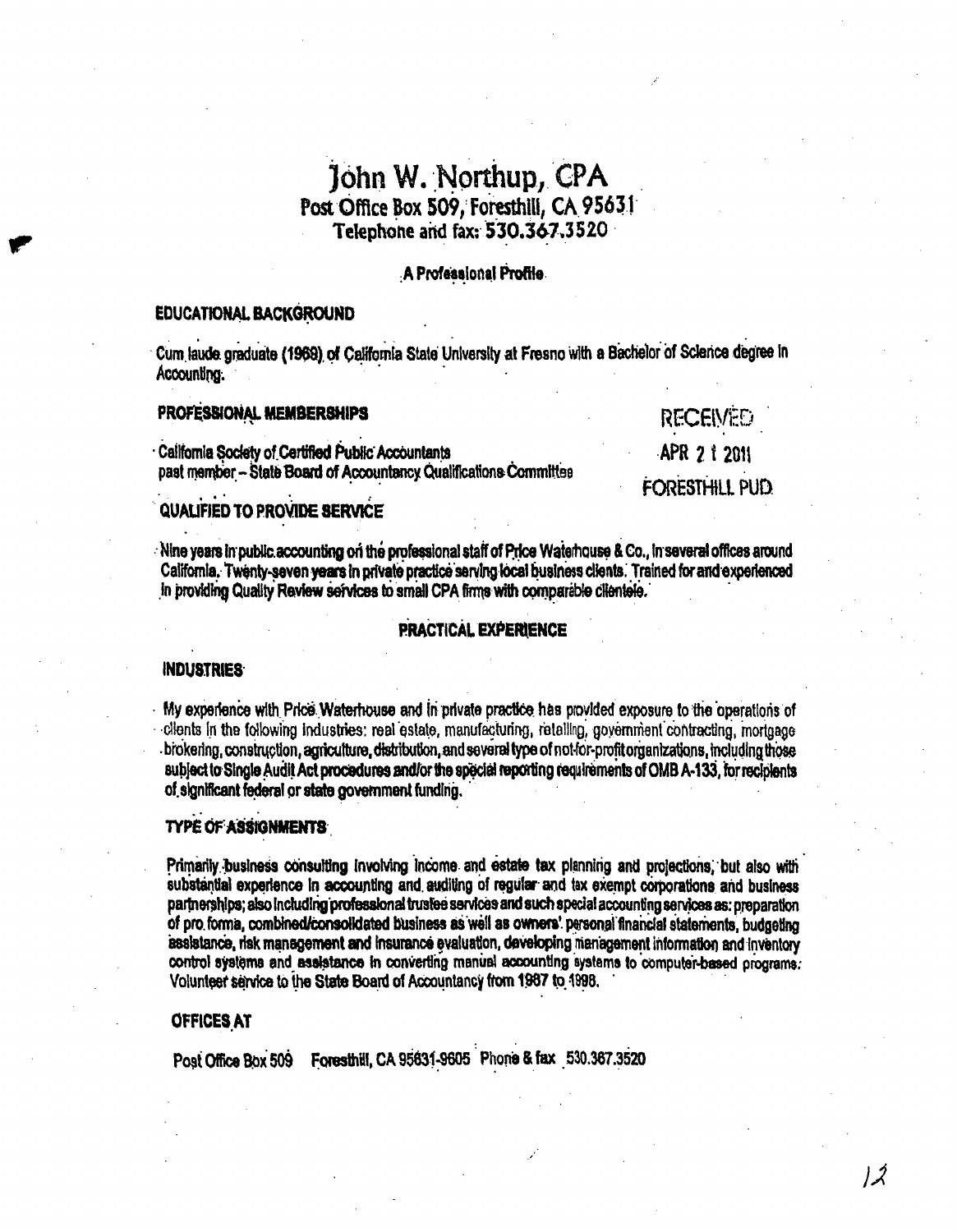# John W. Northup, CPA

Post Office Box 509, Foresthill, CA 95631
Telephone and fax: 530.367.3520

A Professional Profile

## EDUCATIONAL BACKGROUND

Cum laude graduate (1969) of California State University at Fresno with a Bachelor of Science degree in Accounting.

## PROFESSIONAL MEMBERSHIPS

RECEIVED
APR 21 2011
FORESTHILL PUD

California Society of Certified Public Accountants
past member – State Board of Accountancy Qualifications Committee

## QUALIFIED TO PROVIDE SERVICE

Nine years in public accounting on the professional staff of Price Waterhouse & Co., in several offices around California. Twenty-seven years in private practice serving local business clients. Trained for and experienced in providing Quality Review services to small CPA firms with comparable clientele.

## PRACTICAL EXPERIENCE

### INDUSTRIES

My experience with Price Waterhouse and in private practice has provided exposure to the operations of clients in the following industries: real estate, manufacturing, retailing, government contracting, mortgage brokering, construction, agriculture, distribution, and several type of not-for-profit organizations, including those subject to Single Audit Act procedures and/or the special reporting requirements of OMB A-133, for recipients of significant federal or state government funding.

### TYPE OF ASSIGNMENTS

Primarily business consulting involving income and estate tax planning and projections, but also with substantial experience in accounting and auditing of regular and tax exempt corporations and business partnerships; also including professional trustee services and such special accounting services as: preparation of pro forma, combined/consolidated business as well as owners' personal financial statements, budgeting assistance, risk management and insurance evaluation, developing management information and inventory control systems and assistance in converting manual accounting systems to computer-based programs. Volunteer service to the State Board of Accountancy from 1987 to 1998.

### OFFICES AT

Post Office Box 509 Foresthill, CA 95631-9605 Phone & fax 530.367.3520